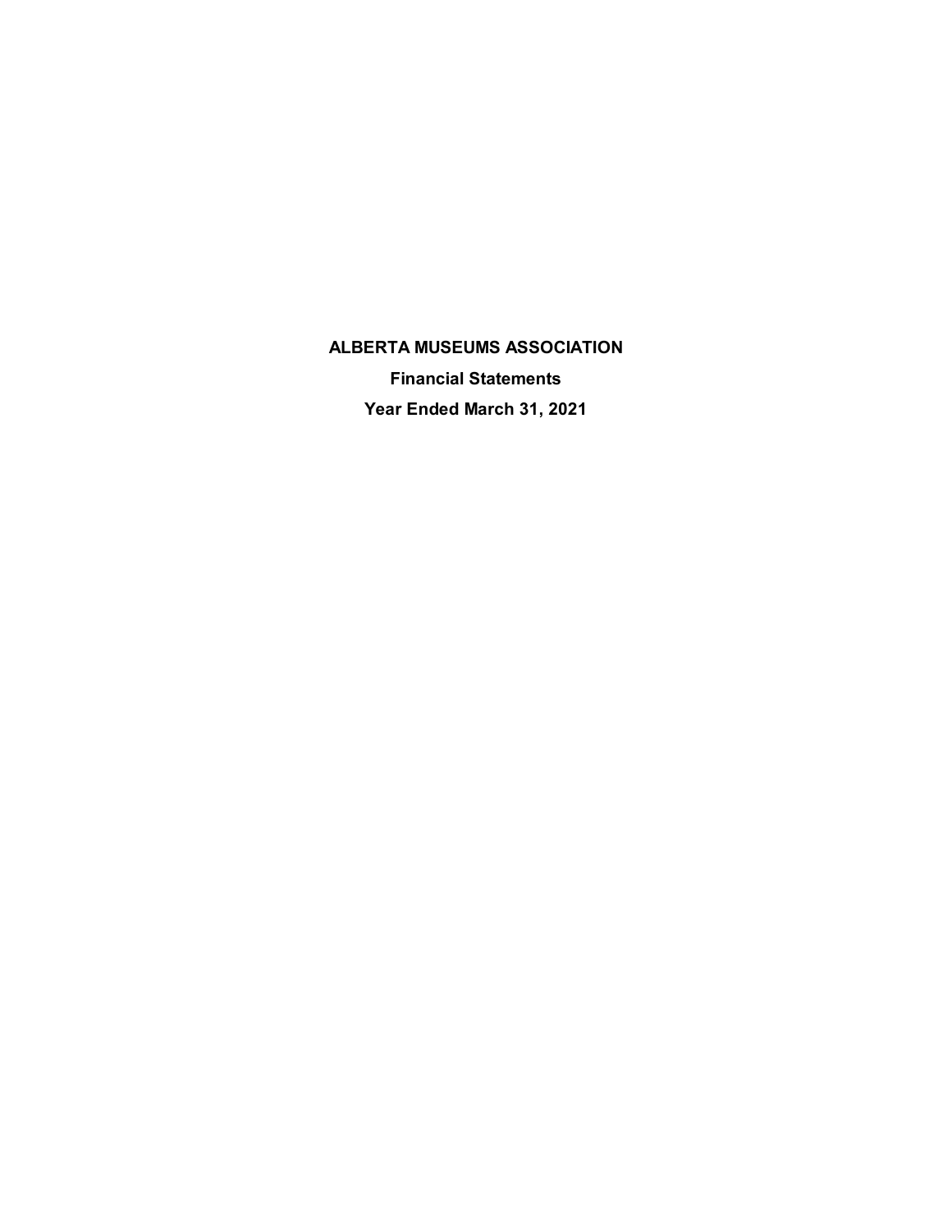# ALBERTA MUSEUMS ASSOCIATION

## Financial Statements

## Year Ended March 31, 2021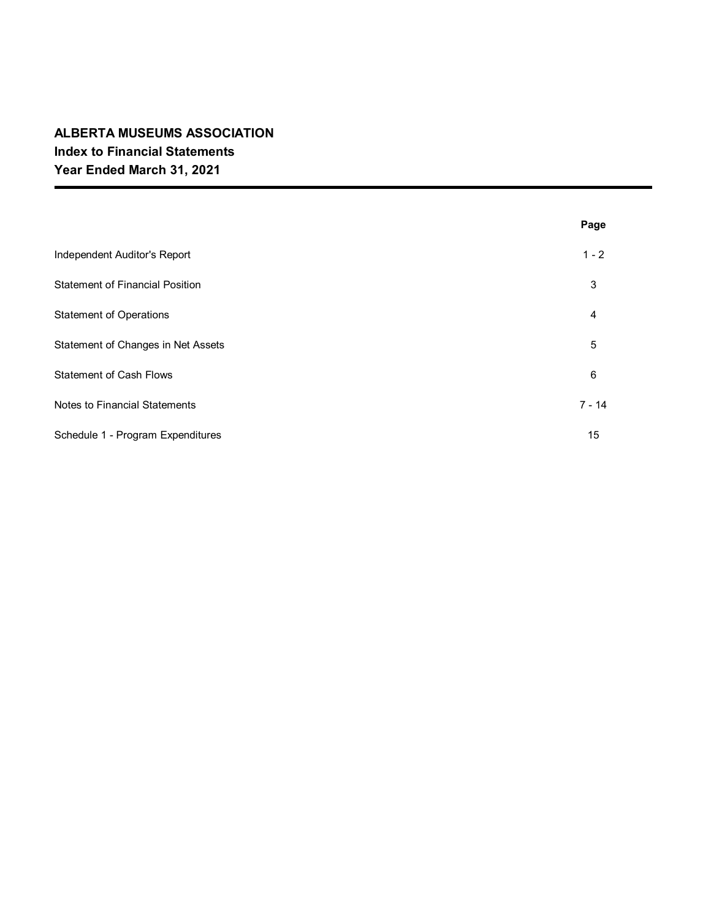# ALBERTA MUSEUMS ASSOCIATION
## Index to Financial Statements
## Year Ended March 31, 2021

| | Page |
|---|---|
| Independent Auditor's Report | 1 - 2 |
| Statement of Financial Position | 3 |
| Statement of Operations | 4 |
| Statement of Changes in Net Assets | 5 |
| Statement of Cash Flows | 6 |
| Notes to Financial Statements | 7 - 14 |
| Schedule 1 - Program Expenditures | 15 |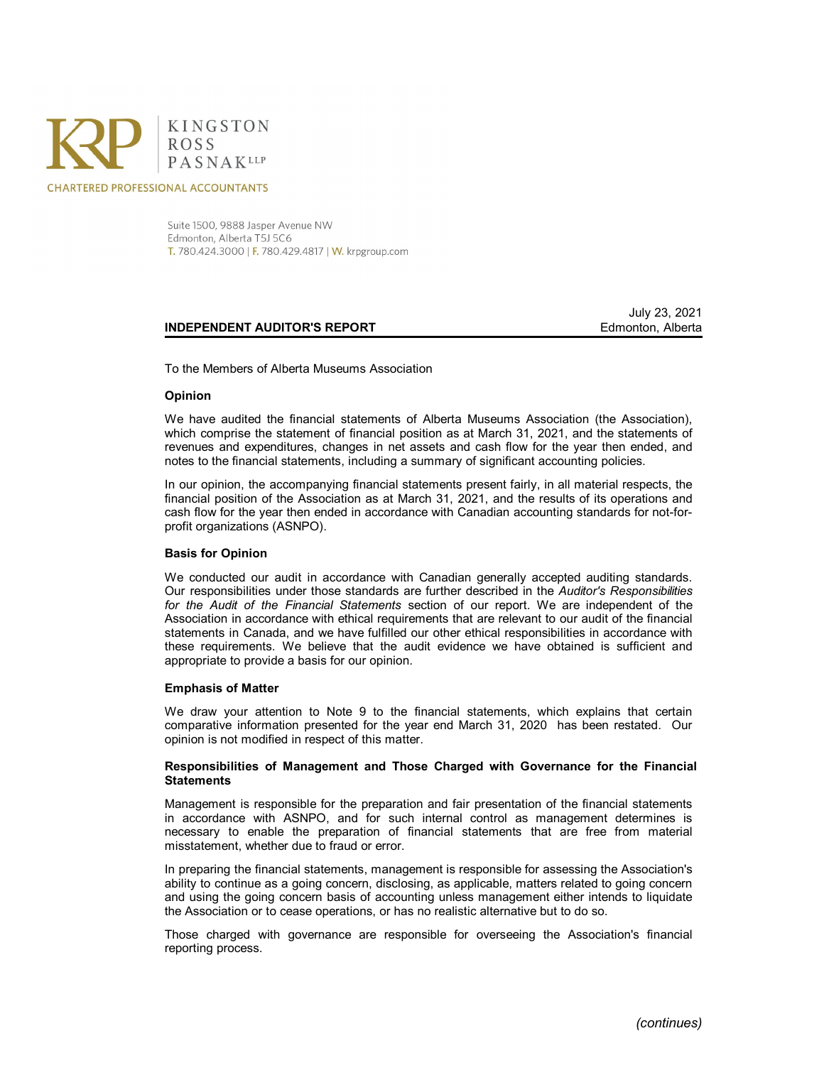KINGSTON ROSS PASNAK LLP

CHARTERED PROFESSIONAL ACCOUNTANTS

Suite 1500, 9888 Jasper Avenue NW
Edmonton, Alberta T5J 5C6
T. 780.424.3000 | F. 780.429.4817 | W. krpgroup.com

July 23, 2021
Edmonton, Alberta

## INDEPENDENT AUDITOR'S REPORT

To the Members of Alberta Museums Association

### Opinion

We have audited the financial statements of Alberta Museums Association (the Association), which comprise the statement of financial position as at March 31, 2021, and the statements of revenues and expenditures, changes in net assets and cash flow for the year then ended, and notes to the financial statements, including a summary of significant accounting policies.

In our opinion, the accompanying financial statements present fairly, in all material respects, the financial position of the Association as at March 31, 2021, and the results of its operations and cash flow for the year then ended in accordance with Canadian accounting standards for not-for-profit organizations (ASNPO).

### Basis for Opinion

We conducted our audit in accordance with Canadian generally accepted auditing standards. Our responsibilities under those standards are further described in the *Auditor's Responsibilities for the Audit of the Financial Statements* section of our report. We are independent of the Association in accordance with ethical requirements that are relevant to our audit of the financial statements in Canada, and we have fulfilled our other ethical responsibilities in accordance with these requirements. We believe that the audit evidence we have obtained is sufficient and appropriate to provide a basis for our opinion.

### Emphasis of Matter

We draw your attention to Note 9 to the financial statements, which explains that certain comparative information presented for the year end March 31, 2020 has been restated. Our opinion is not modified in respect of this matter.

### Responsibilities of Management and Those Charged with Governance for the Financial Statements

Management is responsible for the preparation and fair presentation of the financial statements in accordance with ASNPO, and for such internal control as management determines is necessary to enable the preparation of financial statements that are free from material misstatement, whether due to fraud or error.

In preparing the financial statements, management is responsible for assessing the Association's ability to continue as a going concern, disclosing, as applicable, matters related to going concern and using the going concern basis of accounting unless management either intends to liquidate the Association or to cease operations, or has no realistic alternative but to do so.

Those charged with governance are responsible for overseeing the Association's financial reporting process.

*(continues)*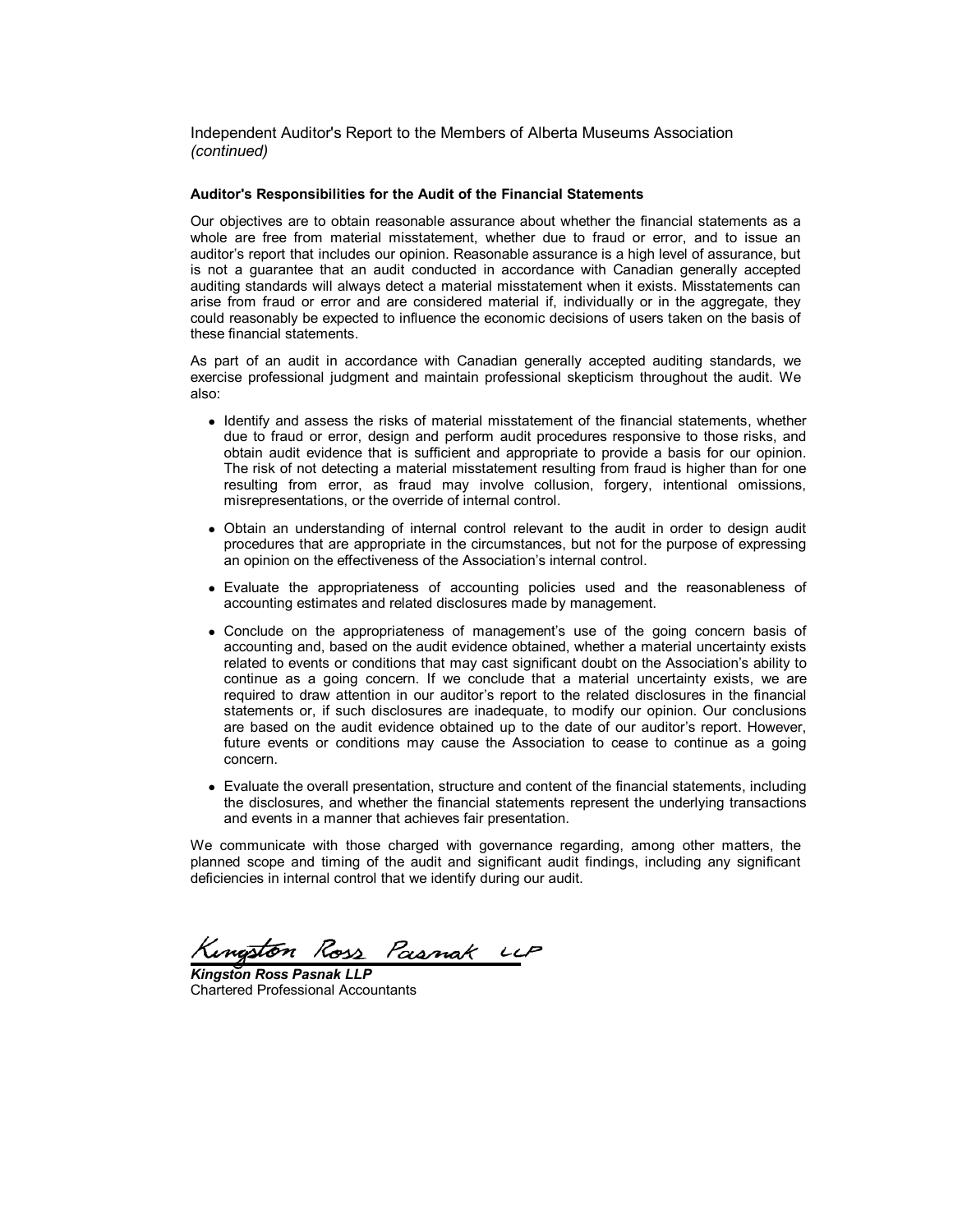Independent Auditor's Report to the Members of Alberta Museums Association
*(continued)*

**Auditor's Responsibilities for the Audit of the Financial Statements**

Our objectives are to obtain reasonable assurance about whether the financial statements as a whole are free from material misstatement, whether due to fraud or error, and to issue an auditor's report that includes our opinion. Reasonable assurance is a high level of assurance, but is not a guarantee that an audit conducted in accordance with Canadian generally accepted auditing standards will always detect a material misstatement when it exists. Misstatements can arise from fraud or error and are considered material if, individually or in the aggregate, they could reasonably be expected to influence the economic decisions of users taken on the basis of these financial statements.

As part of an audit in accordance with Canadian generally accepted auditing standards, we exercise professional judgment and maintain professional skepticism throughout the audit. We also:

- Identify and assess the risks of material misstatement of the financial statements, whether due to fraud or error, design and perform audit procedures responsive to those risks, and obtain audit evidence that is sufficient and appropriate to provide a basis for our opinion. The risk of not detecting a material misstatement resulting from fraud is higher than for one resulting from error, as fraud may involve collusion, forgery, intentional omissions, misrepresentations, or the override of internal control.

- Obtain an understanding of internal control relevant to the audit in order to design audit procedures that are appropriate in the circumstances, but not for the purpose of expressing an opinion on the effectiveness of the Association's internal control.

- Evaluate the appropriateness of accounting policies used and the reasonableness of accounting estimates and related disclosures made by management.

- Conclude on the appropriateness of management's use of the going concern basis of accounting and, based on the audit evidence obtained, whether a material uncertainty exists related to events or conditions that may cast significant doubt on the Association's ability to continue as a going concern. If we conclude that a material uncertainty exists, we are required to draw attention in our auditor's report to the related disclosures in the financial statements or, if such disclosures are inadequate, to modify our opinion. Our conclusions are based on the audit evidence obtained up to the date of our auditor's report. However, future events or conditions may cause the Association to cease to continue as a going concern.

- Evaluate the overall presentation, structure and content of the financial statements, including the disclosures, and whether the financial statements represent the underlying transactions and events in a manner that achieves fair presentation.

We communicate with those charged with governance regarding, among other matters, the planned scope and timing of the audit and significant audit findings, including any significant deficiencies in internal control that we identify during our audit.

Kingston Ross Pasnak LLP

***Kingston Ross Pasnak LLP***
Chartered Professional Accountants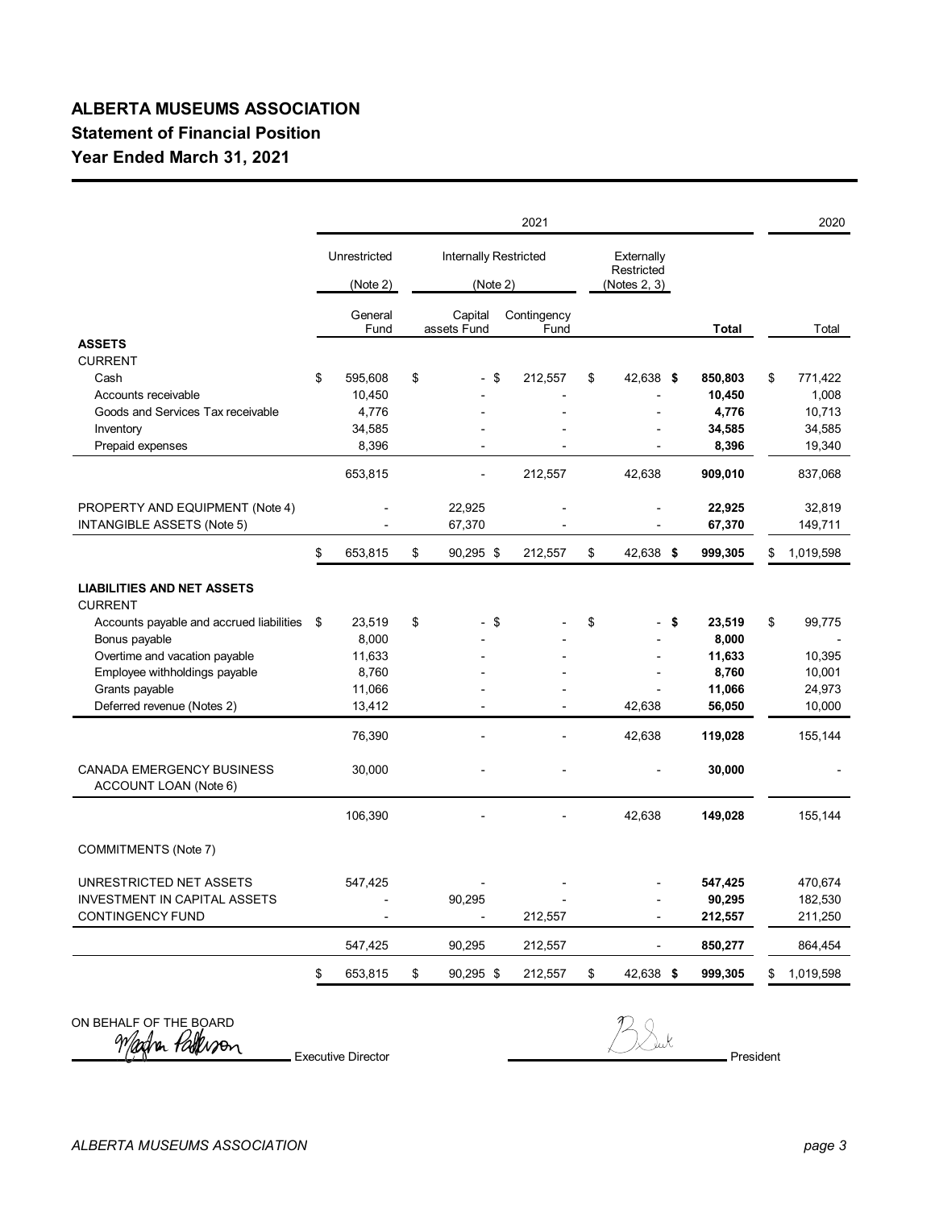# ALBERTA MUSEUMS ASSOCIATION

## Statement of Financial Position

## Year Ended March 31, 2021

| | 2021 | | | | | 2020 |
|---|---|---|---|---|---|---|
| | Unrestricted (Note 2) | Internally Restricted (Note 2) | | Externally Restricted (Notes 2, 3) | | |
| | General Fund | Capital assets Fund | Contingency Fund | | **Total** | Total |
| **ASSETS** | | | | | | |
| CURRENT | | | | | | |
| Cash | $ 595,608 | $ - | $ 212,557 | $ 42,638 | **$ 850,803** | $ 771,422 |
| Accounts receivable | 10,450 | - | - | - | **10,450** | 1,008 |
| Goods and Services Tax receivable | 4,776 | - | - | - | **4,776** | 10,713 |
| Inventory | 34,585 | - | - | - | **34,585** | 34,585 |
| Prepaid expenses | 8,396 | - | - | - | **8,396** | 19,340 |
| | 653,815 | - | 212,557 | 42,638 | **909,010** | 837,068 |
| PROPERTY AND EQUIPMENT (Note 4) | - | 22,925 | - | - | **22,925** | 32,819 |
| INTANGIBLE ASSETS (Note 5) | - | 67,370 | - | - | **67,370** | 149,711 |
| | $ 653,815 | $ 90,295 | $ 212,557 | $ 42,638 | **$ 999,305** | $ 1,019,598 |
| **LIABILITIES AND NET ASSETS** | | | | | | |
| CURRENT | | | | | | |
| Accounts payable and accrued liabilities | $ 23,519 | $ - | $ - | $ - | **$ 23,519** | $ 99,775 |
| Bonus payable | 8,000 | - | - | - | **8,000** | - |
| Overtime and vacation payable | 11,633 | - | - | - | **11,633** | 10,395 |
| Employee withholdings payable | 8,760 | - | - | - | **8,760** | 10,001 |
| Grants payable | 11,066 | - | - | - | **11,066** | 24,973 |
| Deferred revenue (Notes 2) | 13,412 | - | - | 42,638 | **56,050** | 10,000 |
| | 76,390 | - | - | 42,638 | **119,028** | 155,144 |
| CANADA EMERGENCY BUSINESS ACCOUNT LOAN (Note 6) | 30,000 | - | - | - | **30,000** | - |
| | 106,390 | - | - | 42,638 | **149,028** | 155,144 |
| COMMITMENTS (Note 7) | | | | | | |
| UNRESTRICTED NET ASSETS | 547,425 | - | - | - | **547,425** | 470,674 |
| INVESTMENT IN CAPITAL ASSETS | - | 90,295 | - | - | **90,295** | 182,530 |
| CONTINGENCY FUND | - | - | 212,557 | - | **212,557** | 211,250 |
| | 547,425 | 90,295 | 212,557 | - | **850,277** | 864,454 |
| | $ 653,815 | $ 90,295 | $ 212,557 | $ 42,638 | **$ 999,305** | $ 1,019,598 |

ON BEHALF OF THE BOARD

Madra Patterson Executive Director

B. Suk President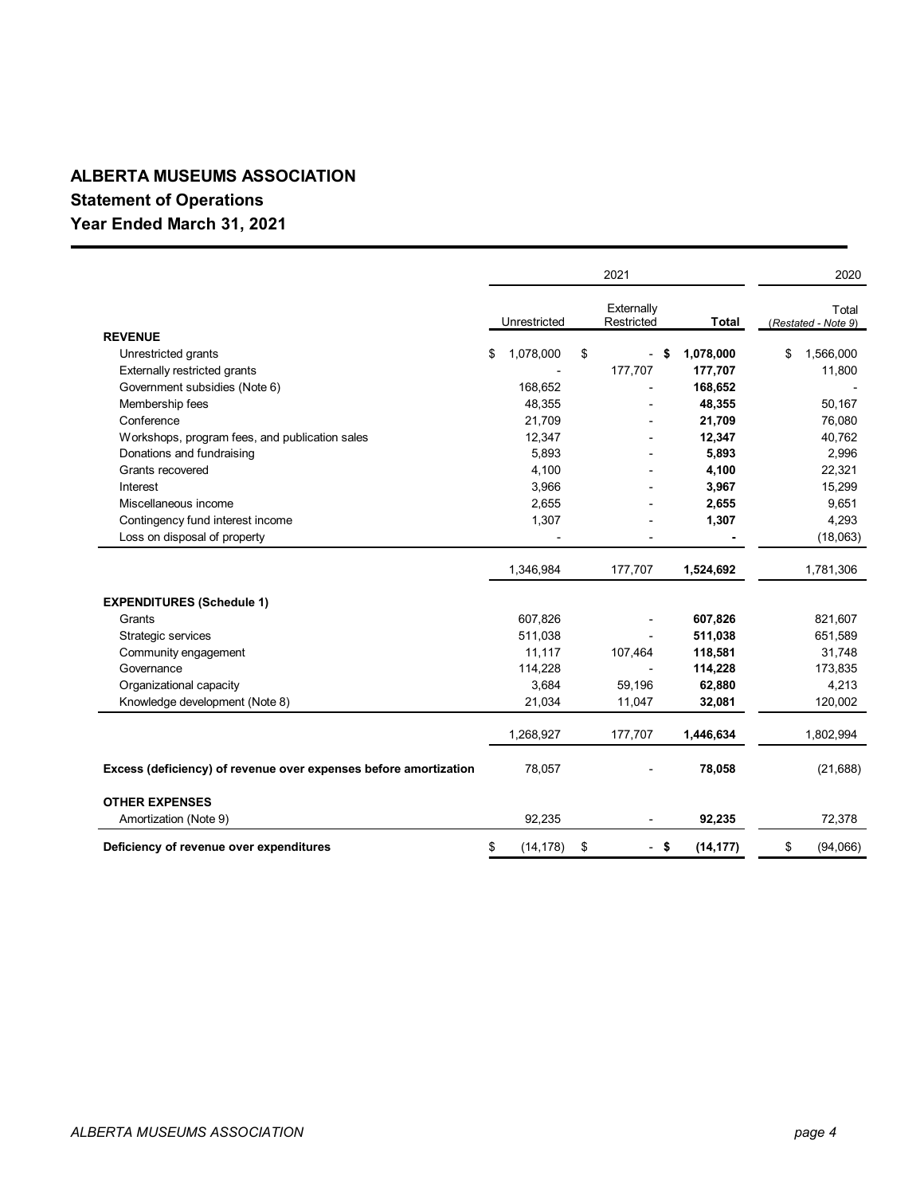# ALBERTA MUSEUMS ASSOCIATION

## Statement of Operations

## Year Ended March 31, 2021

| | 2021 | | | 2020 |
|---|---|---|---|---|
| | Unrestricted | Externally Restricted | **Total** | Total (*Restated - Note 9*) |
| **REVENUE** | | | | |
| Unrestricted grants | $ 1,078,000 | $ - | **$ 1,078,000** | $ 1,566,000 |
| Externally restricted grants | - | 177,707 | **177,707** | 11,800 |
| Government subsidies (Note 6) | 168,652 | - | **168,652** | - |
| Membership fees | 48,355 | - | **48,355** | 50,167 |
| Conference | 21,709 | - | **21,709** | 76,080 |
| Workshops, program fees, and publication sales | 12,347 | - | **12,347** | 40,762 |
| Donations and fundraising | 5,893 | - | **5,893** | 2,996 |
| Grants recovered | 4,100 | - | **4,100** | 22,321 |
| Interest | 3,966 | - | **3,967** | 15,299 |
| Miscellaneous income | 2,655 | - | **2,655** | 9,651 |
| Contingency fund interest income | 1,307 | - | **1,307** | 4,293 |
| Loss on disposal of property | - | - | **-** | (18,063) |
| | 1,346,984 | 177,707 | **1,524,692** | 1,781,306 |
| **EXPENDITURES (Schedule 1)** | | | | |
| Grants | 607,826 | - | **607,826** | 821,607 |
| Strategic services | 511,038 | - | **511,038** | 651,589 |
| Community engagement | 11,117 | 107,464 | **118,581** | 31,748 |
| Governance | 114,228 | - | **114,228** | 173,835 |
| Organizational capacity | 3,684 | 59,196 | **62,880** | 4,213 |
| Knowledge development (Note 8) | 21,034 | 11,047 | **32,081** | 120,002 |
| | 1,268,927 | 177,707 | **1,446,634** | 1,802,994 |
| **Excess (deficiency) of revenue over expenses before amortization** | 78,057 | - | **78,058** | (21,688) |
| **OTHER EXPENSES** | | | | |
| Amortization (Note 9) | 92,235 | - | **92,235** | 72,378 |
| **Deficiency of revenue over expenditures** | $ (14,178) | $ - | **$ (14,177)** | $ (94,066) |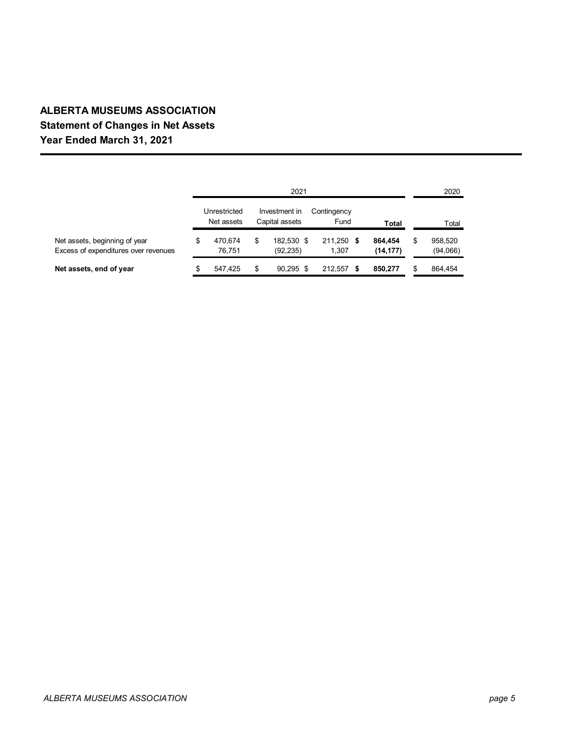# ALBERTA MUSEUMS ASSOCIATION
## Statement of Changes in Net Assets
## Year Ended March 31, 2021

| | 2021 | | | | 2020 |
|---|---|---|---|---|---|
| | Unrestricted Net assets | Investment in Capital assets | Contingency Fund | **Total** | Total |
| Net assets, beginning of year | $ 470,674 | $ 182,530 | $ 211,250 | **$ 864,454** | $ 958,520 |
| Excess of expenditures over revenues | 76,751 | (92,235) | 1,307 | **(14,177)** | (94,066) |
| **Net assets, end of year** | $ 547,425 | $ 90,295 | $ 212,557 | **$ 850,277** | $ 864,454 |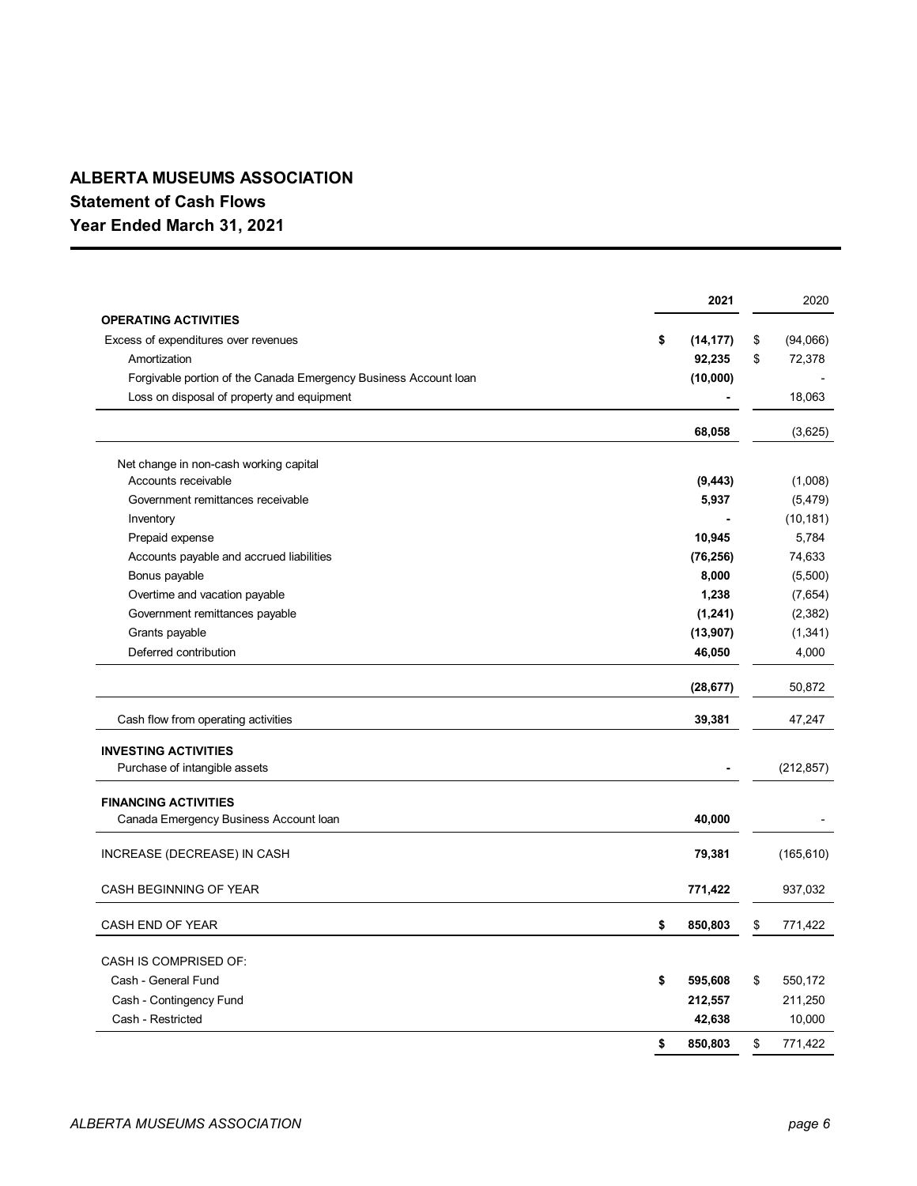# ALBERTA MUSEUMS ASSOCIATION
## Statement of Cash Flows
## Year Ended March 31, 2021

| | 2021 | 2020 |
|---|---|---|
| **OPERATING ACTIVITIES** | | |
| Excess of expenditures over revenues | **$ (14,177)** | $ (94,066) |
| Amortization | **92,235** | $ 72,378 |
| Forgivable portion of the Canada Emergency Business Account loan | **(10,000)** | - |
| Loss on disposal of property and equipment | **-** | 18,063 |
| | **68,058** | (3,625) |
| Net change in non-cash working capital | | |
| Accounts receivable | **(9,443)** | (1,008) |
| Government remittances receivable | **5,937** | (5,479) |
| Inventory | **-** | (10,181) |
| Prepaid expense | **10,945** | 5,784 |
| Accounts payable and accrued liabilities | **(76,256)** | 74,633 |
| Bonus payable | **8,000** | (5,500) |
| Overtime and vacation payable | **1,238** | (7,654) |
| Government remittances payable | **(1,241)** | (2,382) |
| Grants payable | **(13,907)** | (1,341) |
| Deferred contribution | **46,050** | 4,000 |
| | **(28,677)** | 50,872 |
| Cash flow from operating activities | **39,381** | 47,247 |
| **INVESTING ACTIVITIES** | | |
| Purchase of intangible assets | **-** | (212,857) |
| **FINANCING ACTIVITIES** | | |
| Canada Emergency Business Account loan | **40,000** | - |
| INCREASE (DECREASE) IN CASH | **79,381** | (165,610) |
| CASH BEGINNING OF YEAR | **771,422** | 937,032 |
| CASH END OF YEAR | **$ 850,803** | $ 771,422 |
| CASH IS COMPRISED OF: | | |
| Cash - General Fund | **$ 595,608** | $ 550,172 |
| Cash - Contingency Fund | **212,557** | 211,250 |
| Cash - Restricted | **42,638** | 10,000 |
| | **$ 850,803** | $ 771,422 |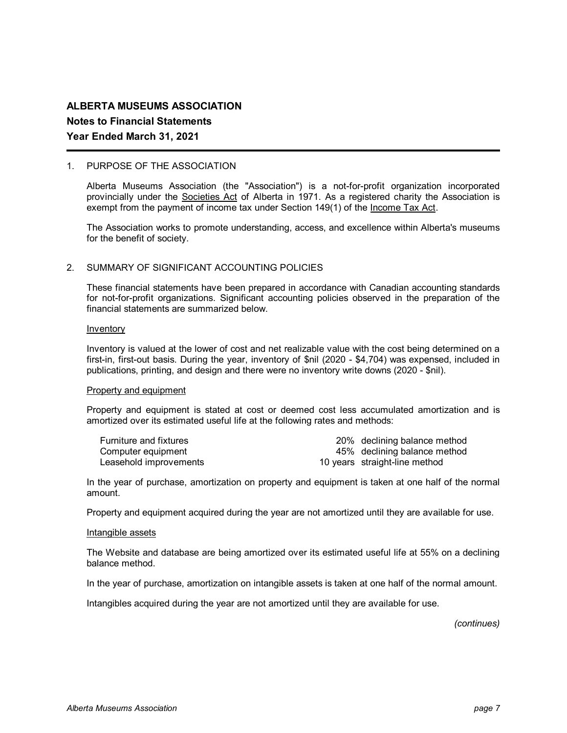# ALBERTA MUSEUMS ASSOCIATION

## Notes to Financial Statements

## Year Ended March 31, 2021

1. PURPOSE OF THE ASSOCIATION

   Alberta Museums Association (the "Association") is a not-for-profit organization incorporated provincially under the Societies Act of Alberta in 1971. As a registered charity the Association is exempt from the payment of income tax under Section 149(1) of the Income Tax Act.

   The Association works to promote understanding, access, and excellence within Alberta's museums for the benefit of society.

2. SUMMARY OF SIGNIFICANT ACCOUNTING POLICIES

   These financial statements have been prepared in accordance with Canadian accounting standards for not-for-profit organizations. Significant accounting policies observed in the preparation of the financial statements are summarized below.

   Inventory

   Inventory is valued at the lower of cost and net realizable value with the cost being determined on a first-in, first-out basis. During the year, inventory of $nil (2020 - $4,704) was expensed, included in publications, printing, and design and there were no inventory write downs (2020 - $nil).

   Property and equipment

   Property and equipment is stated at cost or deemed cost less accumulated amortization and is amortized over its estimated useful life at the following rates and methods:

   | | | |
   |---|---|---|
   | Furniture and fixtures | 20% | declining balance method |
   | Computer equipment | 45% | declining balance method |
   | Leasehold improvements | 10 years | straight-line method |

   In the year of purchase, amortization on property and equipment is taken at one half of the normal amount.

   Property and equipment acquired during the year are not amortized until they are available for use.

   Intangible assets

   The Website and database are being amortized over its estimated useful life at 55% on a declining balance method.

   In the year of purchase, amortization on intangible assets is taken at one half of the normal amount.

   Intangibles acquired during the year are not amortized until they are available for use.

*(continues)*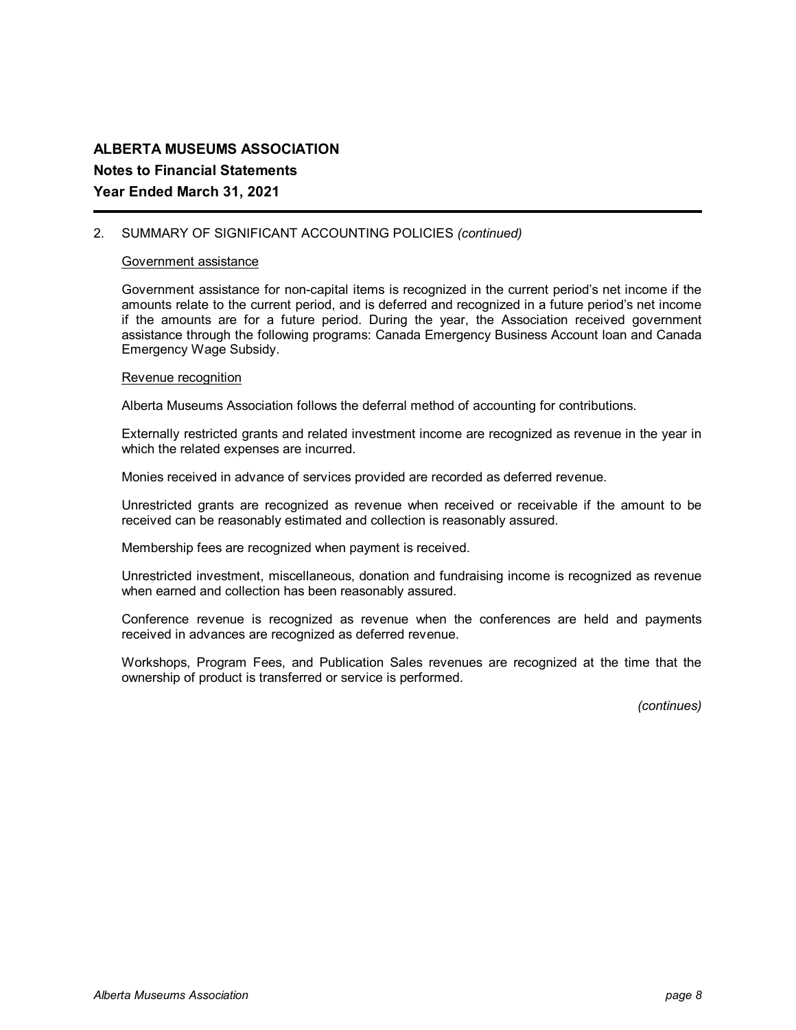# ALBERTA MUSEUMS ASSOCIATION

## Notes to Financial Statements

## Year Ended March 31, 2021

2. SUMMARY OF SIGNIFICANT ACCOUNTING POLICIES *(continued)*

Government assistance

Government assistance for non-capital items is recognized in the current period's net income if the amounts relate to the current period, and is deferred and recognized in a future period's net income if the amounts are for a future period. During the year, the Association received government assistance through the following programs: Canada Emergency Business Account loan and Canada Emergency Wage Subsidy.

Revenue recognition

Alberta Museums Association follows the deferral method of accounting for contributions.

Externally restricted grants and related investment income are recognized as revenue in the year in which the related expenses are incurred.

Monies received in advance of services provided are recorded as deferred revenue.

Unrestricted grants are recognized as revenue when received or receivable if the amount to be received can be reasonably estimated and collection is reasonably assured.

Membership fees are recognized when payment is received.

Unrestricted investment, miscellaneous, donation and fundraising income is recognized as revenue when earned and collection has been reasonably assured.

Conference revenue is recognized as revenue when the conferences are held and payments received in advances are recognized as deferred revenue.

Workshops, Program Fees, and Publication Sales revenues are recognized at the time that the ownership of product is transferred or service is performed.

*(continues)*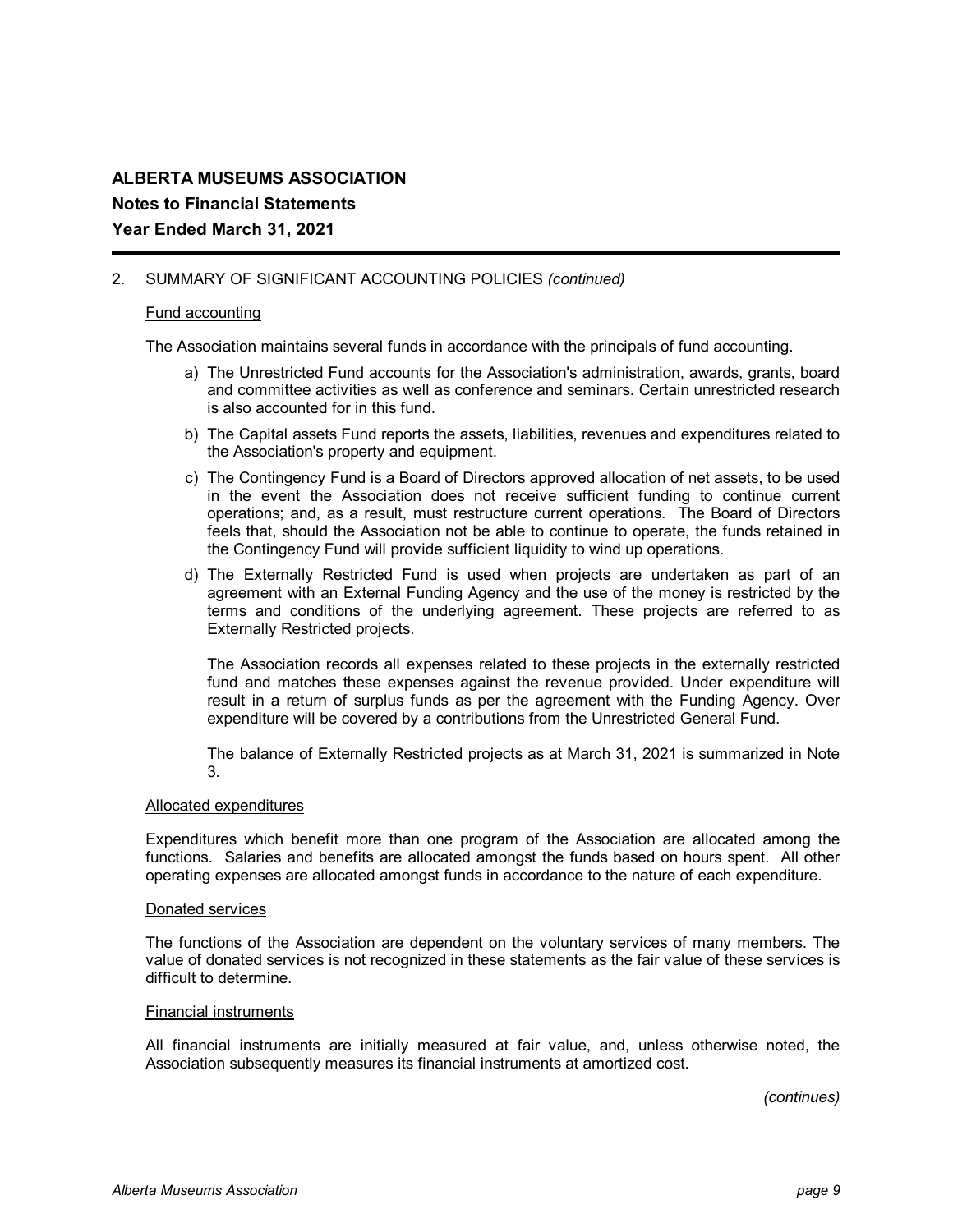# ALBERTA MUSEUMS ASSOCIATION

## Notes to Financial Statements

## Year Ended March 31, 2021

2. SUMMARY OF SIGNIFICANT ACCOUNTING POLICIES *(continued)*

### Fund accounting

The Association maintains several funds in accordance with the principals of fund accounting.

a) The Unrestricted Fund accounts for the Association's administration, awards, grants, board and committee activities as well as conference and seminars. Certain unrestricted research is also accounted for in this fund.

b) The Capital assets Fund reports the assets, liabilities, revenues and expenditures related to the Association's property and equipment.

c) The Contingency Fund is a Board of Directors approved allocation of net assets, to be used in the event the Association does not receive sufficient funding to continue current operations; and, as a result, must restructure current operations. The Board of Directors feels that, should the Association not be able to continue to operate, the funds retained in the Contingency Fund will provide sufficient liquidity to wind up operations.

d) The Externally Restricted Fund is used when projects are undertaken as part of an agreement with an External Funding Agency and the use of the money is restricted by the terms and conditions of the underlying agreement. These projects are referred to as Externally Restricted projects.

   The Association records all expenses related to these projects in the externally restricted fund and matches these expenses against the revenue provided. Under expenditure will result in a return of surplus funds as per the agreement with the Funding Agency. Over expenditure will be covered by a contributions from the Unrestricted General Fund.

   The balance of Externally Restricted projects as at March 31, 2021 is summarized in Note 3.

### Allocated expenditures

Expenditures which benefit more than one program of the Association are allocated among the functions. Salaries and benefits are allocated amongst the funds based on hours spent. All other operating expenses are allocated amongst funds in accordance to the nature of each expenditure.

### Donated services

The functions of the Association are dependent on the voluntary services of many members. The value of donated services is not recognized in these statements as the fair value of these services is difficult to determine.

### Financial instruments

All financial instruments are initially measured at fair value, and, unless otherwise noted, the Association subsequently measures its financial instruments at amortized cost.

*(continues)*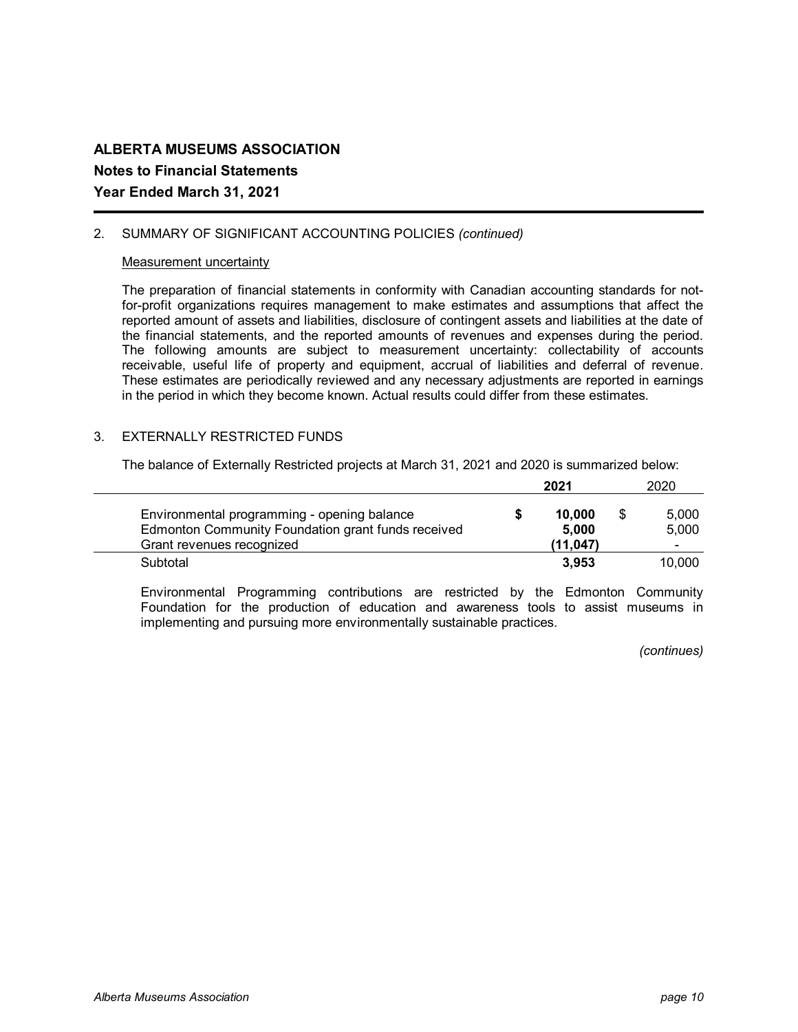# ALBERTA MUSEUMS ASSOCIATION

## Notes to Financial Statements

## Year Ended March 31, 2021

2. SUMMARY OF SIGNIFICANT ACCOUNTING POLICIES *(continued)*

Measurement uncertainty

The preparation of financial statements in conformity with Canadian accounting standards for not-for-profit organizations requires management to make estimates and assumptions that affect the reported amount of assets and liabilities, disclosure of contingent assets and liabilities at the date of the financial statements, and the reported amounts of revenues and expenses during the period. The following amounts are subject to measurement uncertainty: collectability of accounts receivable, useful life of property and equipment, accrual of liabilities and deferral of revenue. These estimates are periodically reviewed and any necessary adjustments are reported in earnings in the period in which they become known. Actual results could differ from these estimates.

3. EXTERNALLY RESTRICTED FUNDS

The balance of Externally Restricted projects at March 31, 2021 and 2020 is summarized below:

| | **2021** | 2020 |
|---|---|---|
| Environmental programming - opening balance | **$ 10,000** | $ 5,000 |
| Edmonton Community Foundation grant funds received | **5,000** | 5,000 |
| Grant revenues recognized | **(11,047)** | - |
| Subtotal | **3,953** | 10,000 |

Environmental Programming contributions are restricted by the Edmonton Community Foundation for the production of education and awareness tools to assist museums in implementing and pursuing more environmentally sustainable practices.

*(continues)*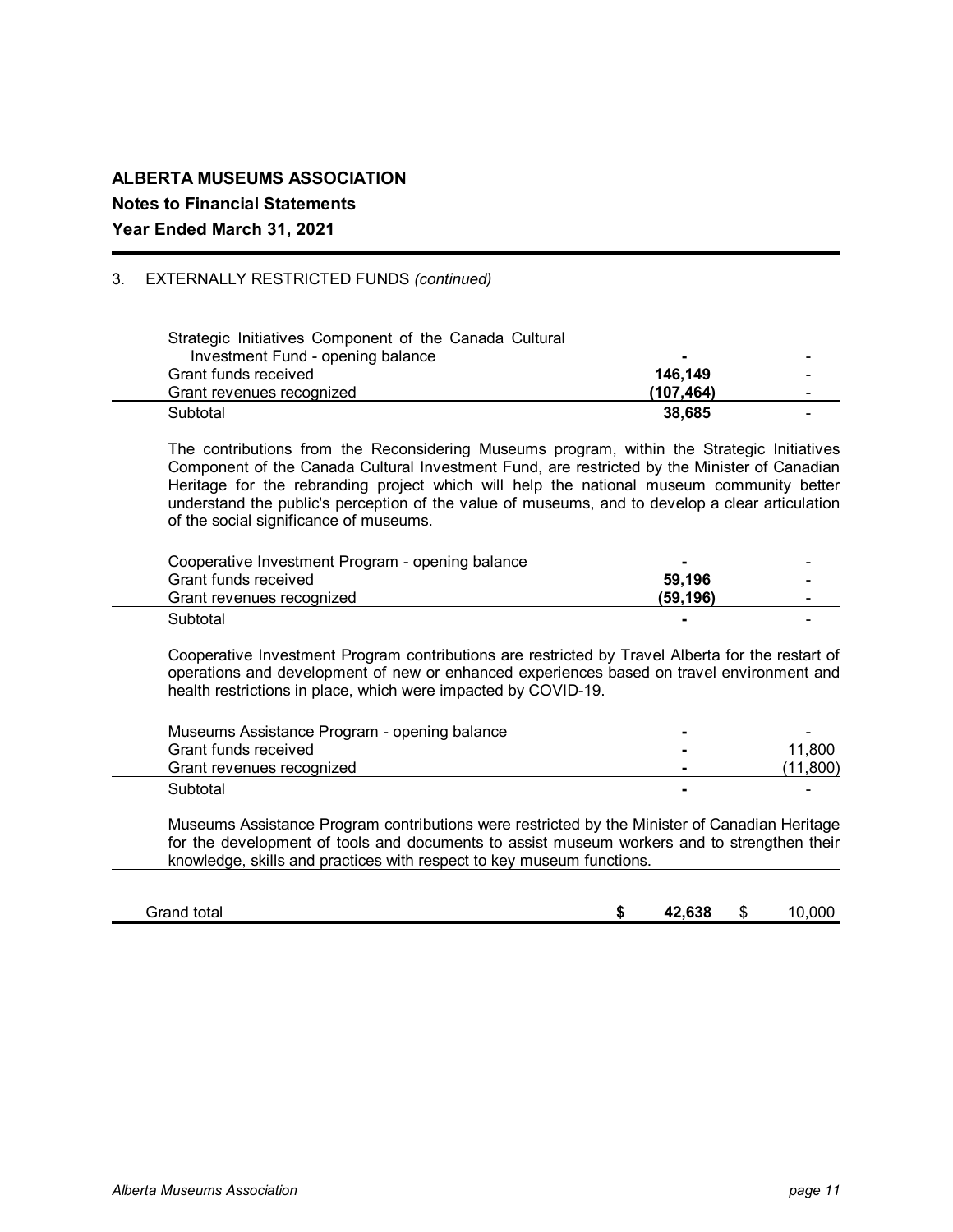# ALBERTA MUSEUMS ASSOCIATION

## Notes to Financial Statements

## Year Ended March 31, 2021

3. EXTERNALLY RESTRICTED FUNDS *(continued)*

| | | |
|---|---|---|
| Strategic Initiatives Component of the Canada Cultural Investment Fund - opening balance | **-** | - |
| Grant funds received | **146,149** | - |
| Grant revenues recognized | **(107,464)** | - |
| Subtotal | **38,685** | - |

The contributions from the Reconsidering Museums program, within the Strategic Initiatives Component of the Canada Cultural Investment Fund, are restricted by the Minister of Canadian Heritage for the rebranding project which will help the national museum community better understand the public's perception of the value of museums, and to develop a clear articulation of the social significance of museums.

| | | |
|---|---|---|
| Cooperative Investment Program - opening balance | **-** | - |
| Grant funds received | **59,196** | - |
| Grant revenues recognized | **(59,196)** | - |
| Subtotal | **-** | - |

Cooperative Investment Program contributions are restricted by Travel Alberta for the restart of operations and development of new or enhanced experiences based on travel environment and health restrictions in place, which were impacted by COVID-19.

| | | |
|---|---|---|
| Museums Assistance Program - opening balance | **-** | - |
| Grant funds received | **-** | 11,800 |
| Grant revenues recognized | **-** | (11,800) |
| Subtotal | **-** | - |

Museums Assistance Program contributions were restricted by the Minister of Canadian Heritage for the development of tools and documents to assist museum workers and to strengthen their knowledge, skills and practices with respect to key museum functions.

| | | |
|---|---|---|
| Grand total | **$ 42,638** | $ 10,000 |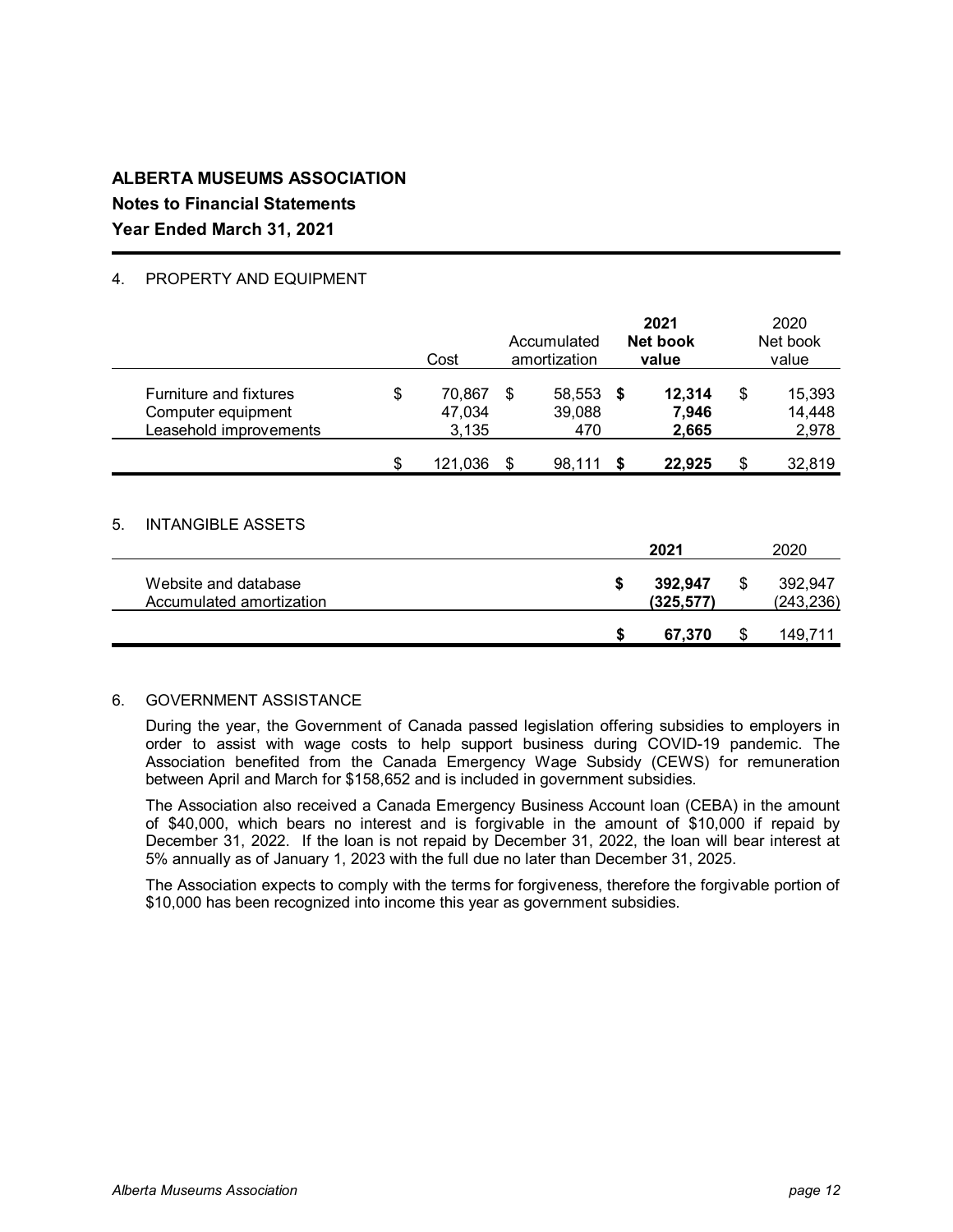## ALBERTA MUSEUMS ASSOCIATION

### Notes to Financial Statements

### Year Ended March 31, 2021

4. PROPERTY AND EQUIPMENT

| | Cost | Accumulated amortization | 2021 Net book value | 2020 Net book value |
|---|---|---|---|---|
| Furniture and fixtures | $ 70,867 | $ 58,553 | **$ 12,314** | $ 15,393 |
| Computer equipment | 47,034 | 39,088 | **7,946** | 14,448 |
| Leasehold improvements | 3,135 | 470 | **2,665** | 2,978 |
| | $ 121,036 | $ 98,111 | **$ 22,925** | $ 32,819 |

5. INTANGIBLE ASSETS

| | 2021 | 2020 |
|---|---|---|
| Website and database | **$ 392,947** | $ 392,947 |
| Accumulated amortization | **(325,577)** | (243,236) |
| | **$ 67,370** | $ 149,711 |

6. GOVERNMENT ASSISTANCE

During the year, the Government of Canada passed legislation offering subsidies to employers in order to assist with wage costs to help support business during COVID-19 pandemic. The Association benefited from the Canada Emergency Wage Subsidy (CEWS) for remuneration between April and March for $158,652 and is included in government subsidies.

The Association also received a Canada Emergency Business Account loan (CEBA) in the amount of $40,000, which bears no interest and is forgivable in the amount of $10,000 if repaid by December 31, 2022. If the loan is not repaid by December 31, 2022, the loan will bear interest at 5% annually as of January 1, 2023 with the full due no later than December 31, 2025.

The Association expects to comply with the terms for forgiveness, therefore the forgivable portion of $10,000 has been recognized into income this year as government subsidies.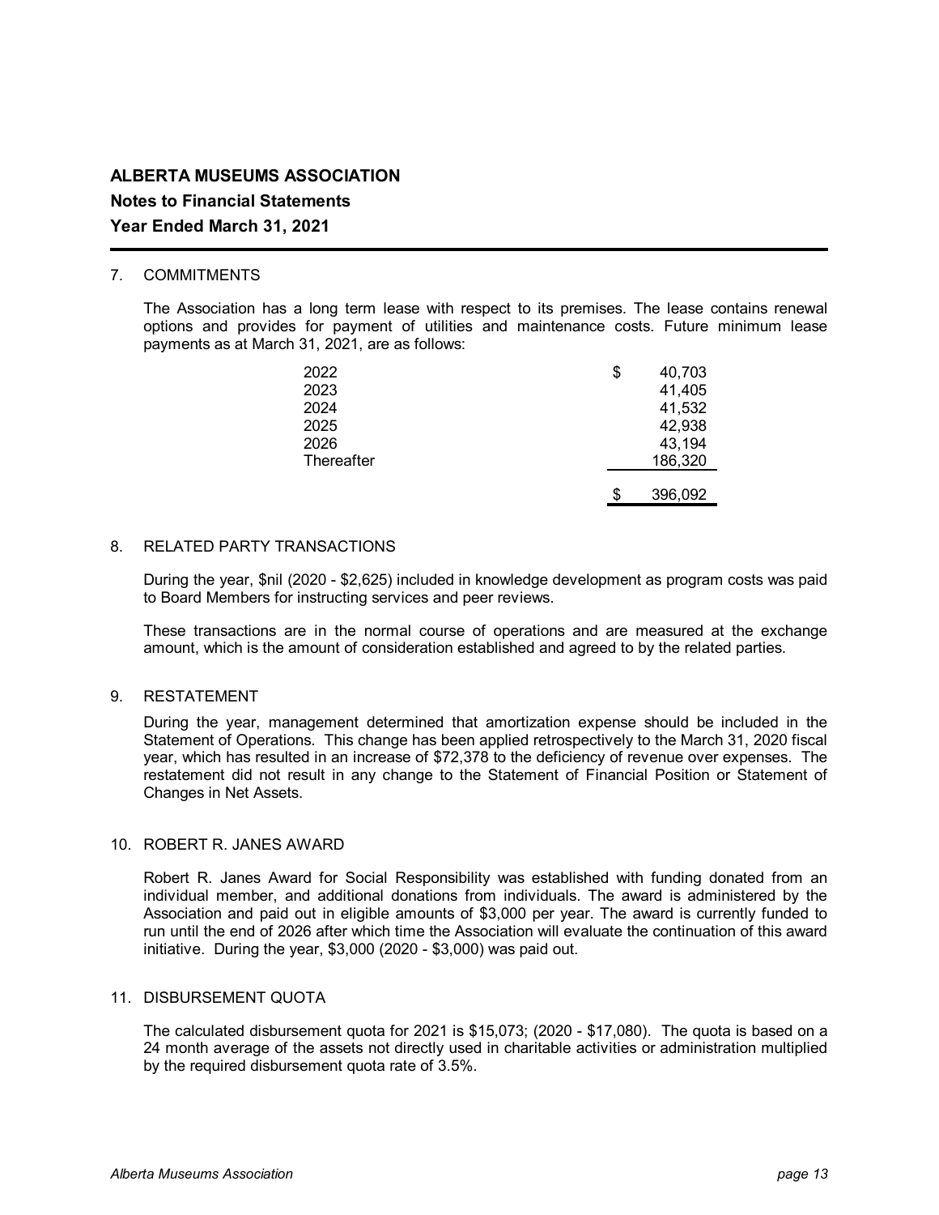# ALBERTA MUSEUMS ASSOCIATION

## Notes to Financial Statements

## Year Ended March 31, 2021

7. COMMITMENTS

The Association has a long term lease with respect to its premises. The lease contains renewal options and provides for payment of utilities and maintenance costs. Future minimum lease payments as at March 31, 2021, are as follows:

| | |
|---|---|
| 2022 | $ 40,703 |
| 2023 | 41,405 |
| 2024 | 41,532 |
| 2025 | 42,938 |
| 2026 | 43,194 |
| Thereafter | 186,320 |
| | $ 396,092 |

8. RELATED PARTY TRANSACTIONS

During the year, $nil (2020 - $2,625) included in knowledge development as program costs was paid to Board Members for instructing services and peer reviews.

These transactions are in the normal course of operations and are measured at the exchange amount, which is the amount of consideration established and agreed to by the related parties.

9. RESTATEMENT

During the year, management determined that amortization expense should be included in the Statement of Operations. This change has been applied retrospectively to the March 31, 2020 fiscal year, which has resulted in an increase of $72,378 to the deficiency of revenue over expenses. The restatement did not result in any change to the Statement of Financial Position or Statement of Changes in Net Assets.

10. ROBERT R. JANES AWARD

Robert R. Janes Award for Social Responsibility was established with funding donated from an individual member, and additional donations from individuals. The award is administered by the Association and paid out in eligible amounts of $3,000 per year. The award is currently funded to run until the end of 2026 after which time the Association will evaluate the continuation of this award initiative. During the year, $3,000 (2020 - $3,000) was paid out.

11. DISBURSEMENT QUOTA

The calculated disbursement quota for 2021 is $15,073; (2020 - $17,080). The quota is based on a 24 month average of the assets not directly used in charitable activities or administration multiplied by the required disbursement quota rate of 3.5%.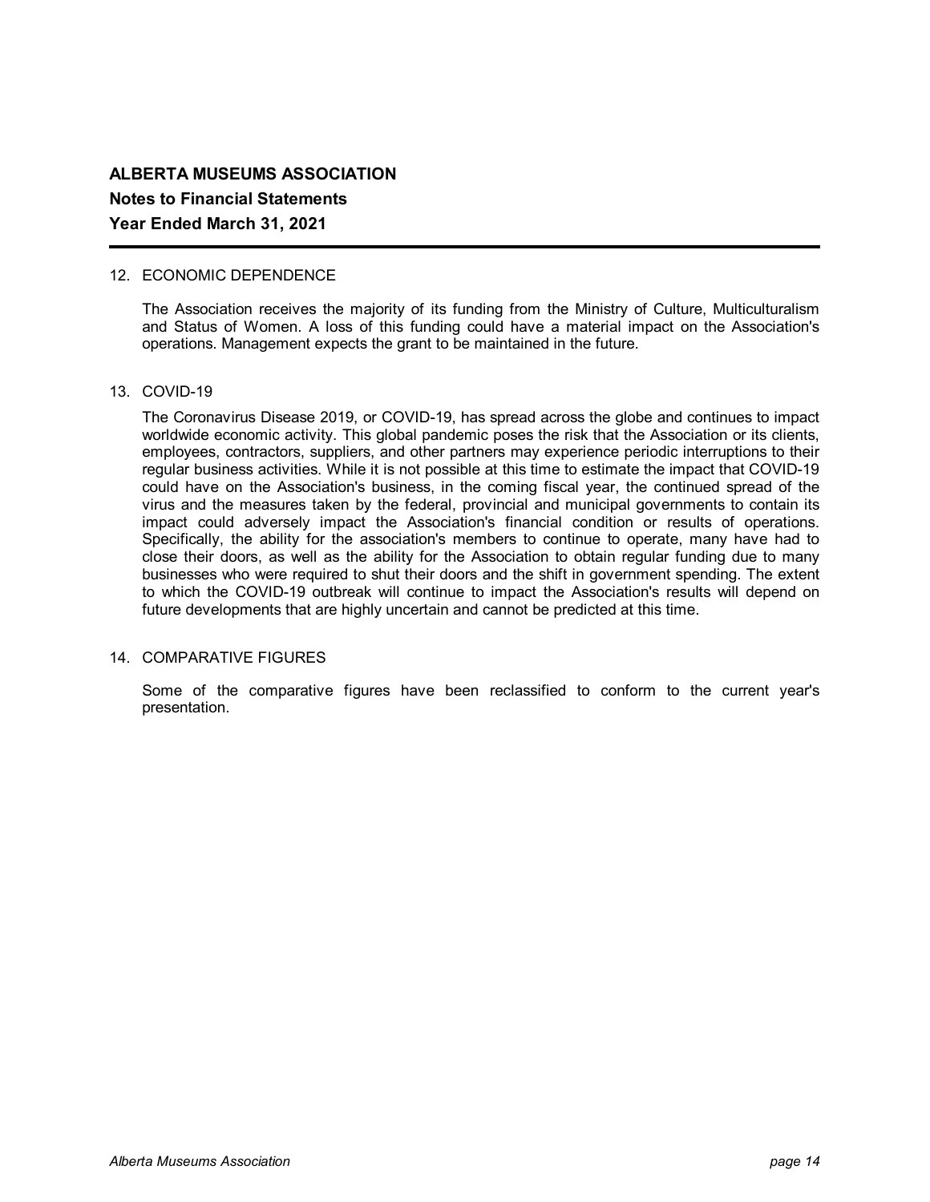## 12. ECONOMIC DEPENDENCE

The Association receives the majority of its funding from the Ministry of Culture, Multiculturalism and Status of Women. A loss of this funding could have a material impact on the Association's operations. Management expects the grant to be maintained in the future.

## 13. COVID-19

The Coronavirus Disease 2019, or COVID-19, has spread across the globe and continues to impact worldwide economic activity. This global pandemic poses the risk that the Association or its clients, employees, contractors, suppliers, and other partners may experience periodic interruptions to their regular business activities. While it is not possible at this time to estimate the impact that COVID-19 could have on the Association's business, in the coming fiscal year, the continued spread of the virus and the measures taken by the federal, provincial and municipal governments to contain its impact could adversely impact the Association's financial condition or results of operations. Specifically, the ability for the association's members to continue to operate, many have had to close their doors, as well as the ability for the Association to obtain regular funding due to many businesses who were required to shut their doors and the shift in government spending. The extent to which the COVID-19 outbreak will continue to impact the Association's results will depend on future developments that are highly uncertain and cannot be predicted at this time.

## 14. COMPARATIVE FIGURES

Some of the comparative figures have been reclassified to conform to the current year's presentation.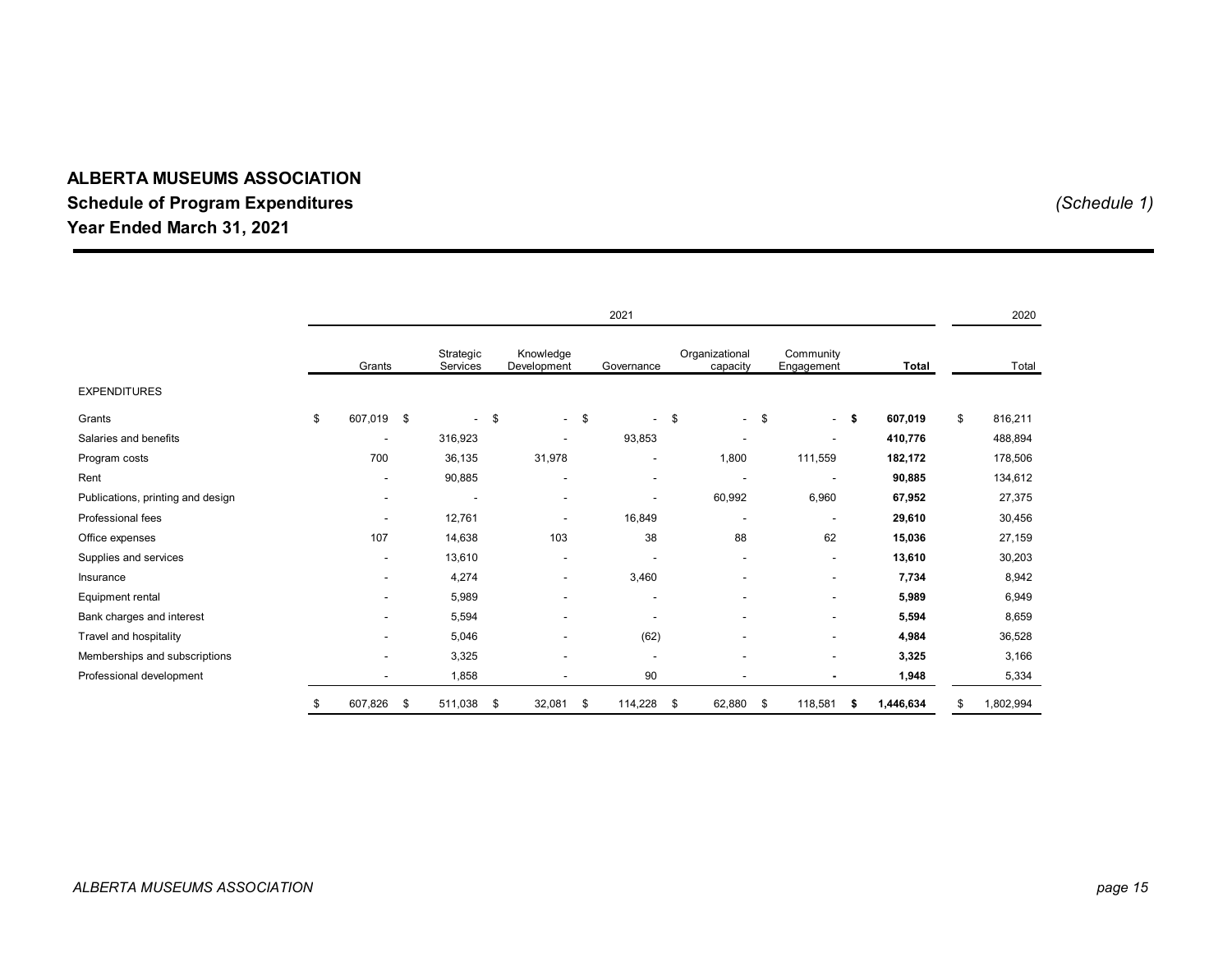# ALBERTA MUSEUMS ASSOCIATION
## Schedule of Program Expenditures
## Year Ended March 31, 2021

*(Schedule 1)*

| | 2021 | | | | | | | 2020 |
|---|---|---|---|---|---|---|---|---|
| | Grants | Strategic Services | Knowledge Development | Governance | Organizational capacity | Community Engagement | **Total** | Total |
| EXPENDITURES | | | | | | | | |
| Grants | $ 607,019 | $ - | $ - | $ - | $ - | $ - | **$ 607,019** | $ 816,211 |
| Salaries and benefits | - | 316,923 | - | 93,853 | - | - | **410,776** | 488,894 |
| Program costs | 700 | 36,135 | 31,978 | - | 1,800 | 111,559 | **182,172** | 178,506 |
| Rent | - | 90,885 | - | - | - | - | **90,885** | 134,612 |
| Publications, printing and design | - | - | - | - | 60,992 | 6,960 | **67,952** | 27,375 |
| Professional fees | - | 12,761 | - | 16,849 | - | - | **29,610** | 30,456 |
| Office expenses | 107 | 14,638 | 103 | 38 | 88 | 62 | **15,036** | 27,159 |
| Supplies and services | - | 13,610 | - | - | - | - | **13,610** | 30,203 |
| Insurance | - | 4,274 | - | 3,460 | - | - | **7,734** | 8,942 |
| Equipment rental | - | 5,989 | - | - | - | - | **5,989** | 6,949 |
| Bank charges and interest | - | 5,594 | - | - | - | - | **5,594** | 8,659 |
| Travel and hospitality | - | 5,046 | - | (62) | - | - | **4,984** | 36,528 |
| Memberships and subscriptions | - | 3,325 | - | - | - | - | **3,325** | 3,166 |
| Professional development | - | 1,858 | - | 90 | - | **-** | **1,948** | 5,334 |
| | $ 607,826 | $ 511,038 | $ 32,081 | $ 114,228 | $ 62,880 | $ 118,581 | **$ 1,446,634** | $ 1,802,994 |